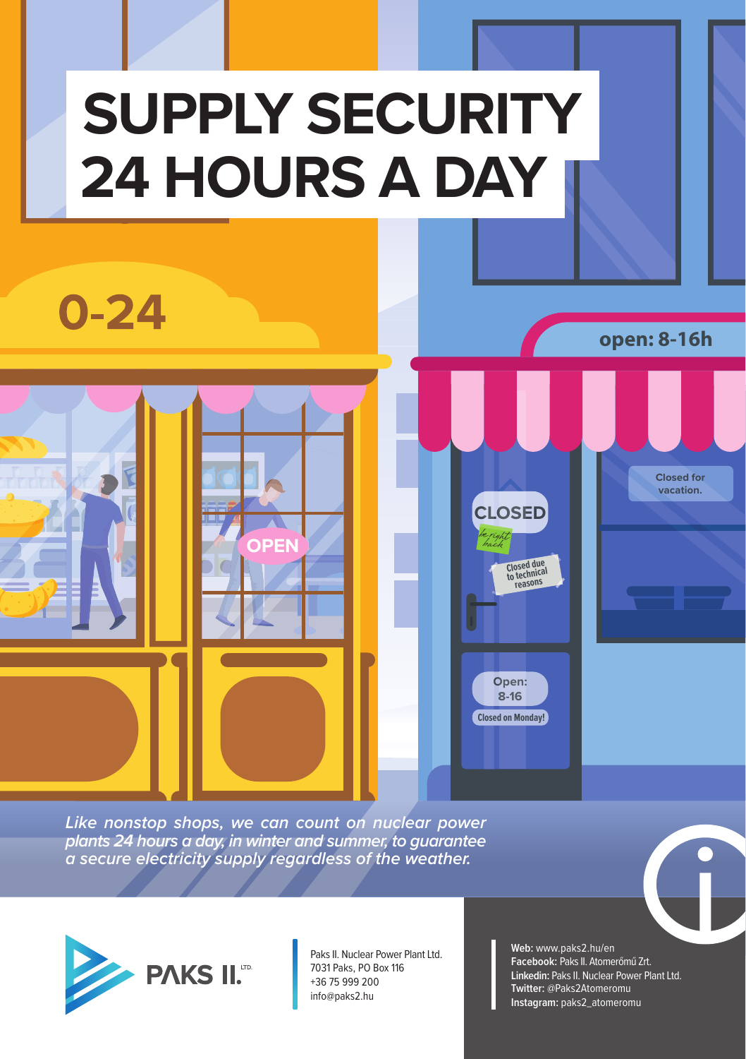# SUPPLY SECURITY 24 HOURS A DAY

0-24

OPEN

open: 8-16h

CLOSED

be right back

Closed due to technical reasons

Closed for vacation.

Open: 8-16

Closed on Monday!

*Like nonstop shops, we can count on nuclear power plants 24 hours a day, in winter and summer, to guarantee a secure electricity supply regardless of the weather.*

PAKS II. LTD.

Paks II. Nuclear Power Plant Ltd.
7031 Paks, PO Box 116
+36 75 999 200
info@paks2.hu

**Web:** www.paks2.hu/en
**Facebook:** Paks II. Atomerőmű Zrt.
**Linkedin:** Paks II. Nuclear Power Plant Ltd.
**Twitter:** @Paks2Atomeromu
**Instagram:** paks2_atomeromu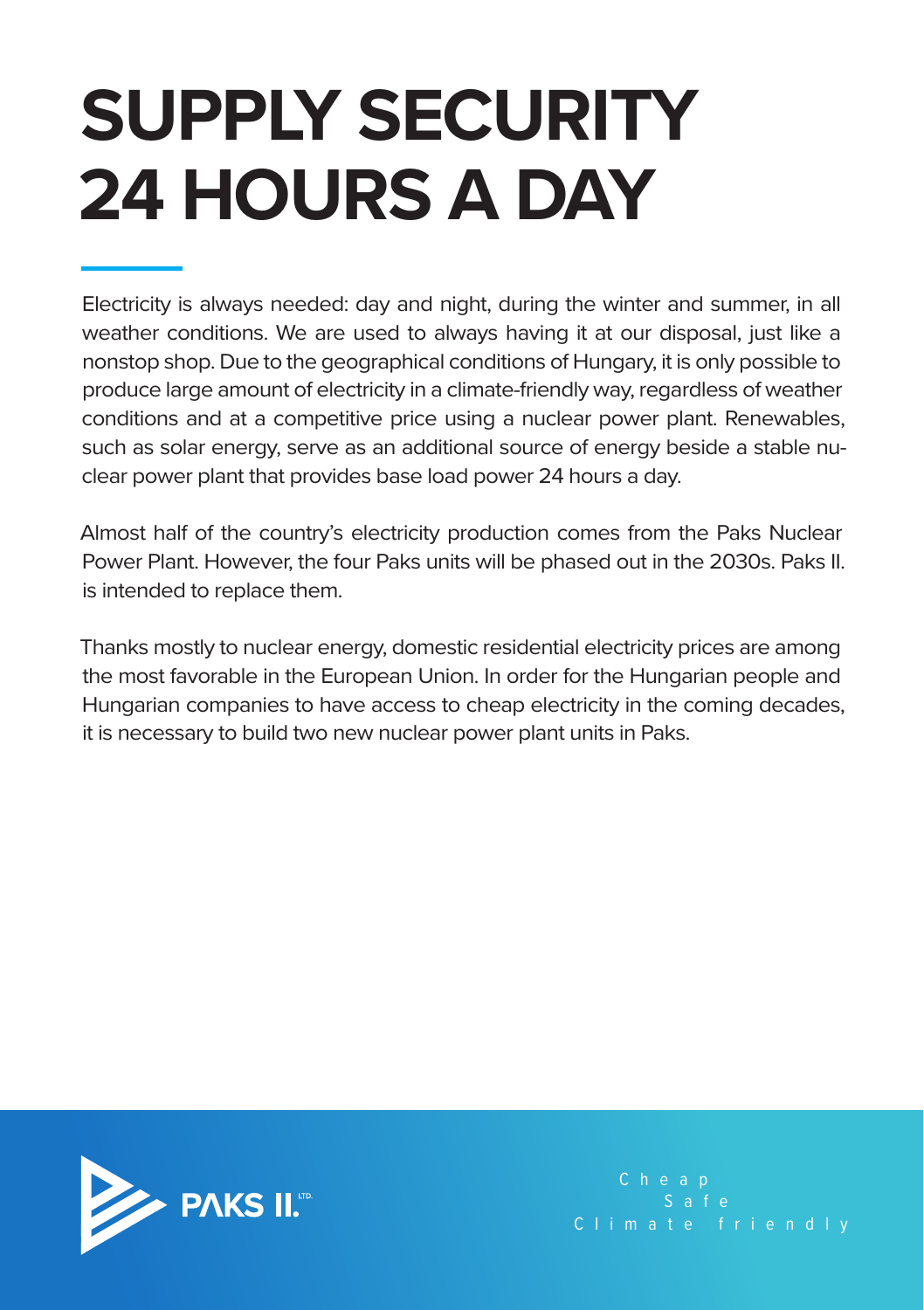# SUPPLY SECURITY 24 HOURS A DAY

Electricity is always needed: day and night, during the winter and summer, in all weather conditions. We are used to always having it at our disposal, just like a nonstop shop. Due to the geographical conditions of Hungary, it is only possible to produce large amount of electricity in a climate-friendly way, regardless of weather conditions and at a competitive price using a nuclear power plant. Renewables, such as solar energy, serve as an additional source of energy beside a stable nuclear power plant that provides base load power 24 hours a day.

Almost half of the country's electricity production comes from the Paks Nuclear Power Plant. However, the four Paks units will be phased out in the 2030s. Paks II. is intended to replace them.

Thanks mostly to nuclear energy, domestic residential electricity prices are among the most favorable in the European Union. In order for the Hungarian people and Hungarian companies to have access to cheap electricity in the coming decades, it is necessary to build two new nuclear power plant units in Paks.

PAKS II. LTD.

Cheap
Safe
Climate friendly